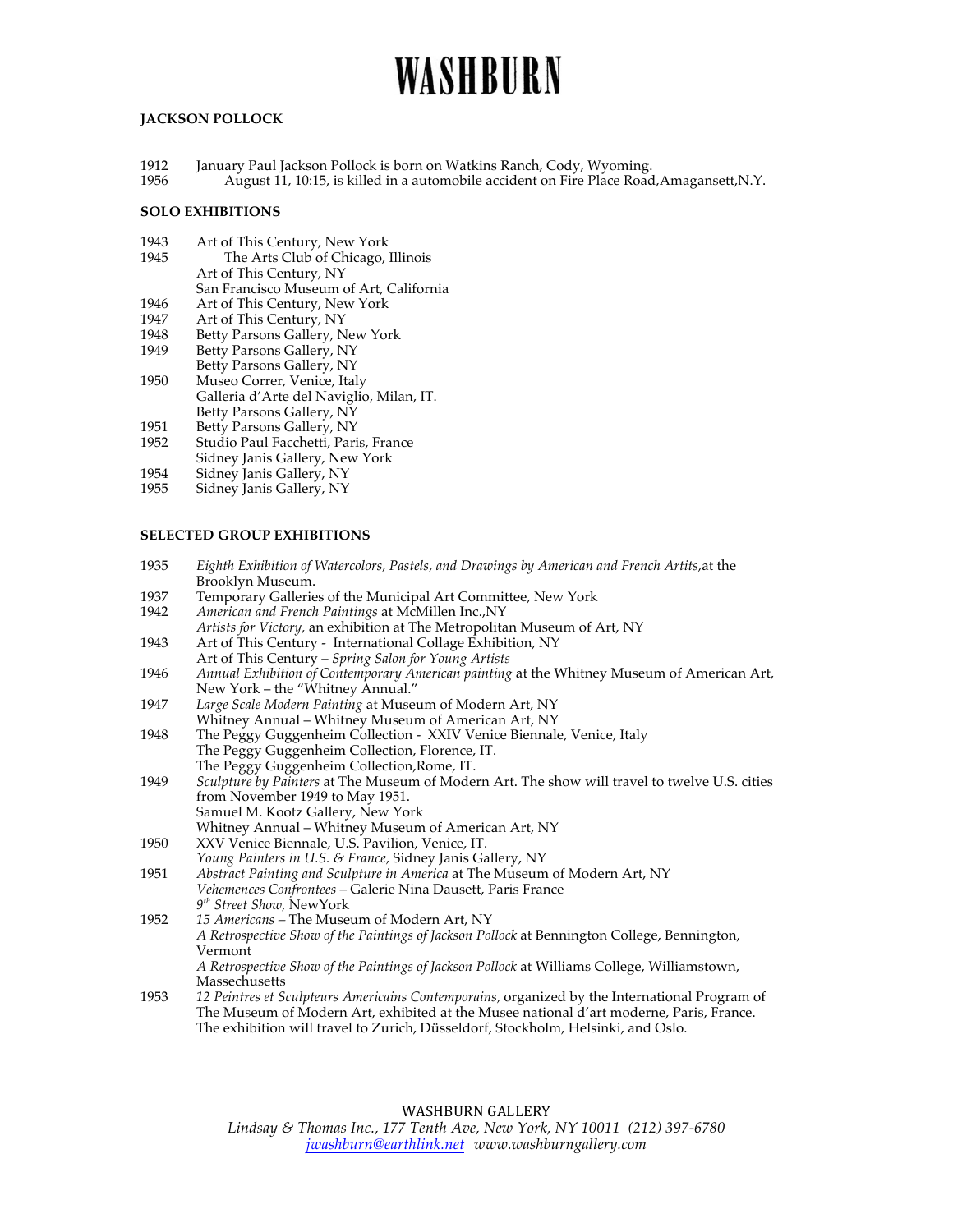# WASHBURN

**JACKSON POLLOCK**

1912 January Paul Jackson Pollock is born on Watkins Ranch, Cody, Wyoming.
1956 August 11, 10:15, is killed in a automobile accident on Fire Place Road,Amagansett,N.Y.

**SOLO EXHIBITIONS**

1943 Art of This Century, New York
1945 The Arts Club of Chicago, Illinois
Art of This Century, NY
San Francisco Museum of Art, California
1946 Art of This Century, New York
1947 Art of This Century, NY
1948 Betty Parsons Gallery, New York
1949 Betty Parsons Gallery, NY
Betty Parsons Gallery, NY
1950 Museo Correr, Venice, Italy
Galleria d'Arte del Naviglio, Milan, IT.
Betty Parsons Gallery, NY
1951 Betty Parsons Gallery, NY
1952 Studio Paul Facchetti, Paris, France
Sidney Janis Gallery, New York
1954 Sidney Janis Gallery, NY
1955 Sidney Janis Gallery, NY

**SELECTED GROUP EXHIBITIONS**

1935 *Eighth Exhibition of Watercolors, Pastels, and Drawings by American and French Artits,*at the Brooklyn Museum.
1937 Temporary Galleries of the Municipal Art Committee, New York
1942 *American and French Paintings* at McMillen Inc.,NY
*Artists for Victory,* an exhibition at The Metropolitan Museum of Art, NY
1943 Art of This Century - International Collage Exhibition, NY
Art of This Century – *Spring Salon for Young Artists*
1946 *Annual Exhibition of Contemporary American painting* at the Whitney Museum of American Art, New York – the "Whitney Annual."
1947 *Large Scale Modern Painting* at Museum of Modern Art, NY
Whitney Annual – Whitney Museum of American Art, NY
1948 The Peggy Guggenheim Collection - XXIV Venice Biennale, Venice, Italy
The Peggy Guggenheim Collection, Florence, IT.
The Peggy Guggenheim Collection,Rome, IT.
1949 *Sculpture by Painters* at The Museum of Modern Art. The show will travel to twelve U.S. cities from November 1949 to May 1951.
Samuel M. Kootz Gallery, New York
Whitney Annual – Whitney Museum of American Art, NY
1950 XXV Venice Biennale, U.S. Pavilion, Venice, IT.
*Young Painters in U.S. & France,* Sidney Janis Gallery, NY
1951 *Abstract Painting and Sculpture in America* at The Museum of Modern Art, NY
*Vehemences Confrontees* – Galerie Nina Dausett, Paris France
*9th Street Show,* NewYork
1952 *15 Americans* – The Museum of Modern Art, NY
*A Retrospective Show of the Paintings of Jackson Pollock* at Bennington College, Bennington, Vermont
*A Retrospective Show of the Paintings of Jackson Pollock* at Williams College, Williamstown, Massechusetts
1953 *12 Peintres et Sculpteurs Americains Contemporains,* organized by the International Program of The Museum of Modern Art, exhibited at the Musee national d'art moderne, Paris, France. The exhibition will travel to Zurich, Düsseldorf, Stockholm, Helsinki, and Oslo.

WASHBURN GALLERY
*Lindsay & Thomas Inc., 177 Tenth Ave, New York, NY 10011 (212) 397-6780*
*jwashburn@earthlink.net www.washburngallery.com*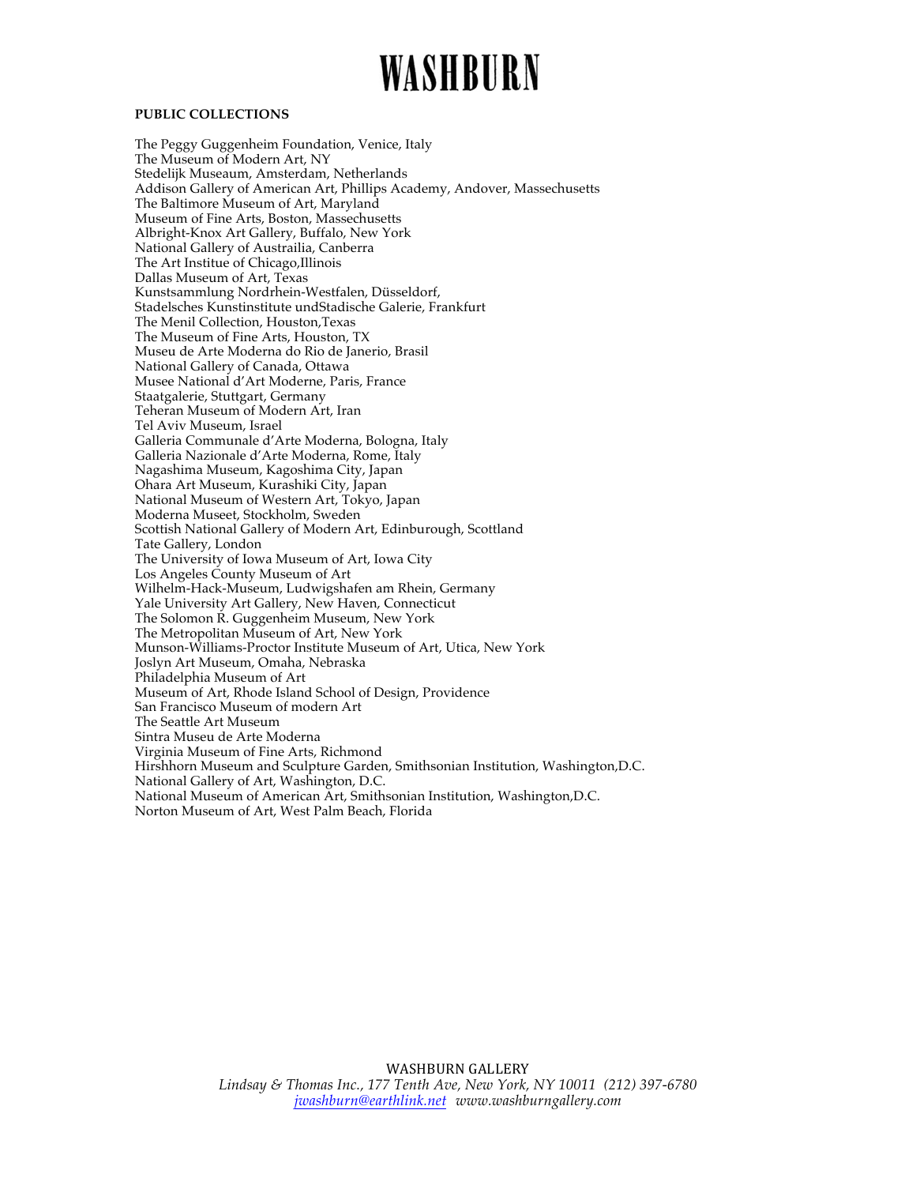**PUBLIC COLLECTIONS**

The Peggy Guggenheim Foundation, Venice, Italy
The Museum of Modern Art, NY
Stedelijk Museaum, Amsterdam, Netherlands
Addison Gallery of American Art, Phillips Academy, Andover, Massachusetts
The Baltimore Museum of Art, Maryland
Museum of Fine Arts, Boston, Massachusetts
Albright-Knox Art Gallery, Buffalo, New York
National Gallery of Austrailia, Canberra
The Art Institue of Chicago,Illinois
Dallas Museum of Art, Texas
Kunstsammlung Nordrhein-Westfalen, Düsseldorf,
Stadelsches Kunstinstitute undStadische Galerie, Frankfurt
The Menil Collection, Houston,Texas
The Museum of Fine Arts, Houston, TX
Museu de Arte Moderna do Rio de Janerio, Brasil
National Gallery of Canada, Ottawa
Musee National d'Art Moderne, Paris, France
Staatgalerie, Stuttgart, Germany
Teheran Museum of Modern Art, Iran
Tel Aviv Museum, Israel
Galleria Communale d'Arte Moderna, Bologna, Italy
Galleria Nazionale d'Arte Moderna, Rome, Italy
Nagashima Museum, Kagoshima City, Japan
Ohara Art Museum, Kurashiki City, Japan
National Museum of Western Art, Tokyo, Japan
Moderna Museet, Stockholm, Sweden
Scottish National Gallery of Modern Art, Edinbourough, Scotland
Tate Gallery, London
The University of Iowa Museum of Art, Iowa City
Los Angeles County Museum of Art
Wilhelm-Hack-Museum, Ludwigshafen am Rhein, Germany
Yale University Art Gallery, New Haven, Connecticut
The Solomon R. Guggenheim Museum, New York
The Metropolitan Museum of Art, New York
Munson-Williams-Proctor Institute Museum of Art, Utica, New York
Joslyn Art Museum, Omaha, Nebraska
Philadelphia Museum of Art
Museum of Art, Rhode Island School of Design, Providence
San Francisco Museum of modern Art
The Seattle Art Museum
Sintra Museu de Arte Moderna
Virginia Museum of Fine Arts, Richmond
Hirshhorn Museum and Sculpture Garden, Smithsonian Institution, Washington,D.C.
National Gallery of Art, Washington, D.C.
National Museum of American Art, Smithsonian Institution, Washington,D.C.
Norton Museum of Art, West Palm Beach, Florida